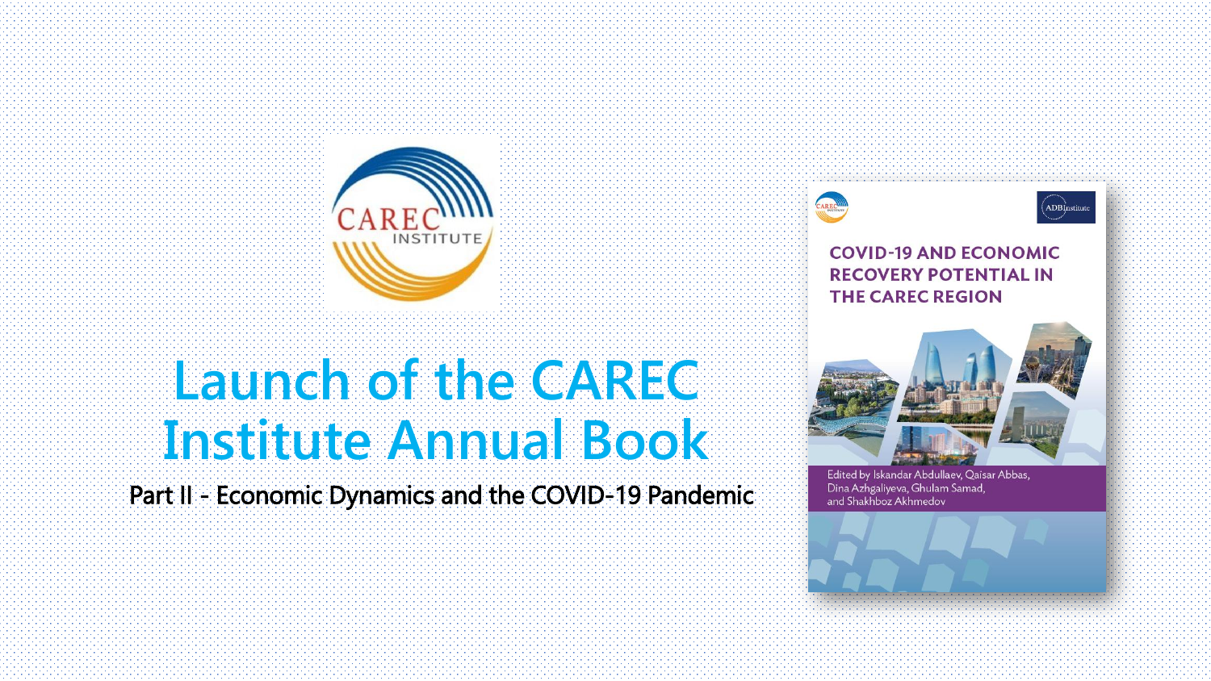# Launch of the CAREC Institute Annual Book

Part II - Economic Dynamics and the COVID-19 Pandemic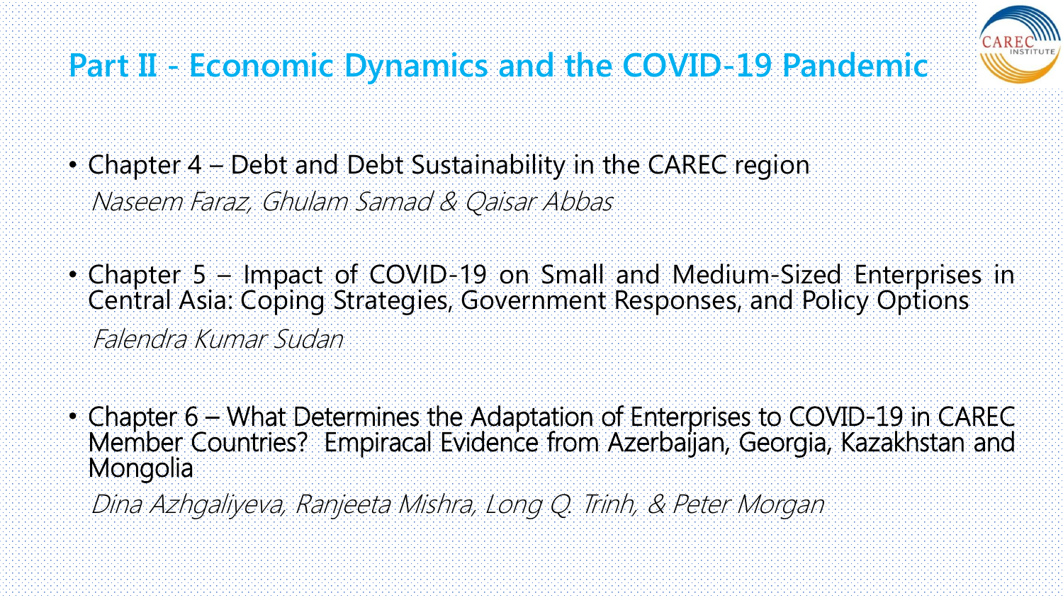# Part II - Economic Dynamics and the COVID-19 Pandemic

- Chapter 4 – Debt and Debt Sustainability in the CAREC region

  *Naseem Faraz, Ghulam Samad & Qaisar Abbas*

- Chapter 5 – Impact of COVID-19 on Small and Medium-Sized Enterprises in Central Asia: Coping Strategies, Government Responses, and Policy Options

  *Falendra Kumar Sudan*

- Chapter 6 – What Determines the Adaptation of Enterprises to COVID-19 in CAREC Member Countries? Empiracal Evidence from Azerbaijan, Georgia, Kazakhstan and Mongolia

  *Dina Azhgaliyeva, Ranjeeta Mishra, Long Q. Trinh, & Peter Morgan*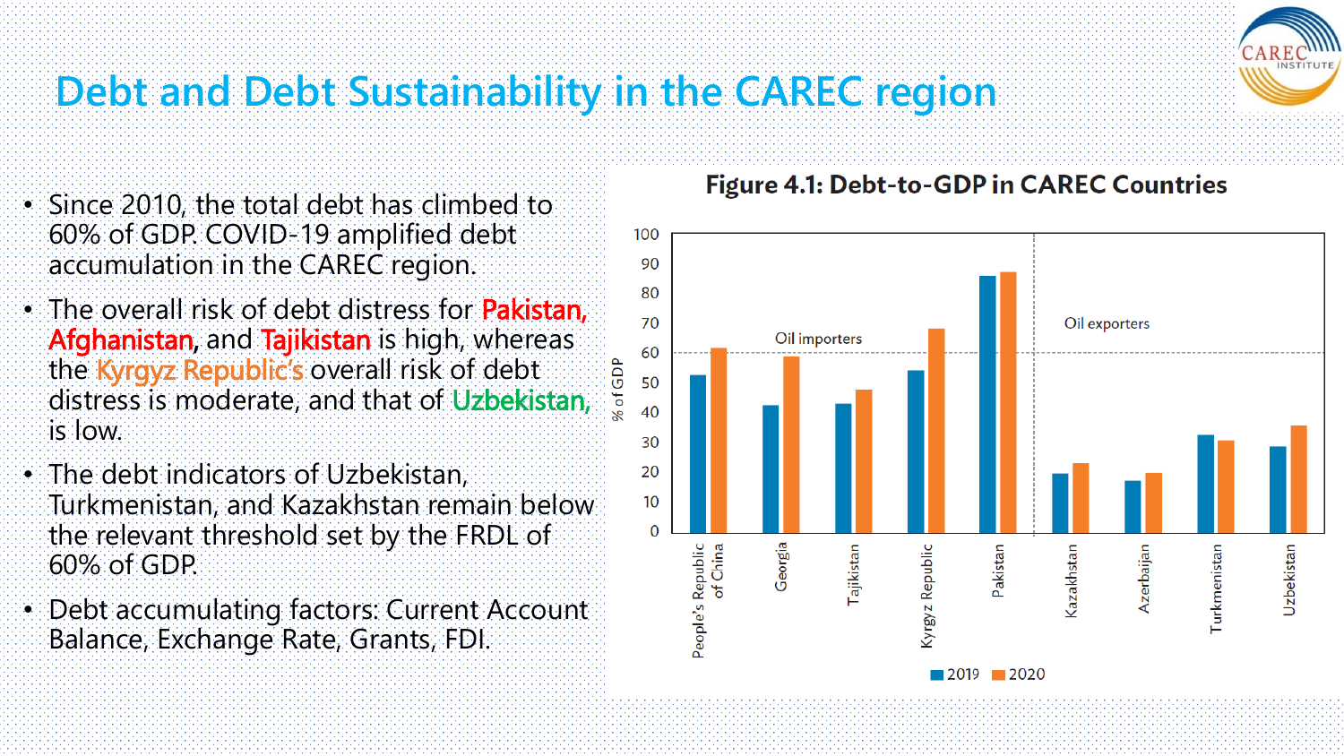# Debt and Debt Sustainability in the CAREC region

- Since 2010, the total debt has climbed to 60% of GDP. COVID-19 amplified debt accumulation in the CAREC region.
- The overall risk of debt distress for Pakistan, Afghanistan, and Tajikistan is high, whereas the Kyrgyz Republic's overall risk of debt distress is moderate, and that of Uzbekistan, is low.
- The debt indicators of Uzbekistan, Turkmenistan, and Kazakhstan remain below the relevant threshold set by the FRDL of 60% of GDP.
- Debt accumulating factors: Current Account Balance, Exchange Rate, Grants, FDI.

**Figure 4.1: Debt-to-GDP in CAREC Countries**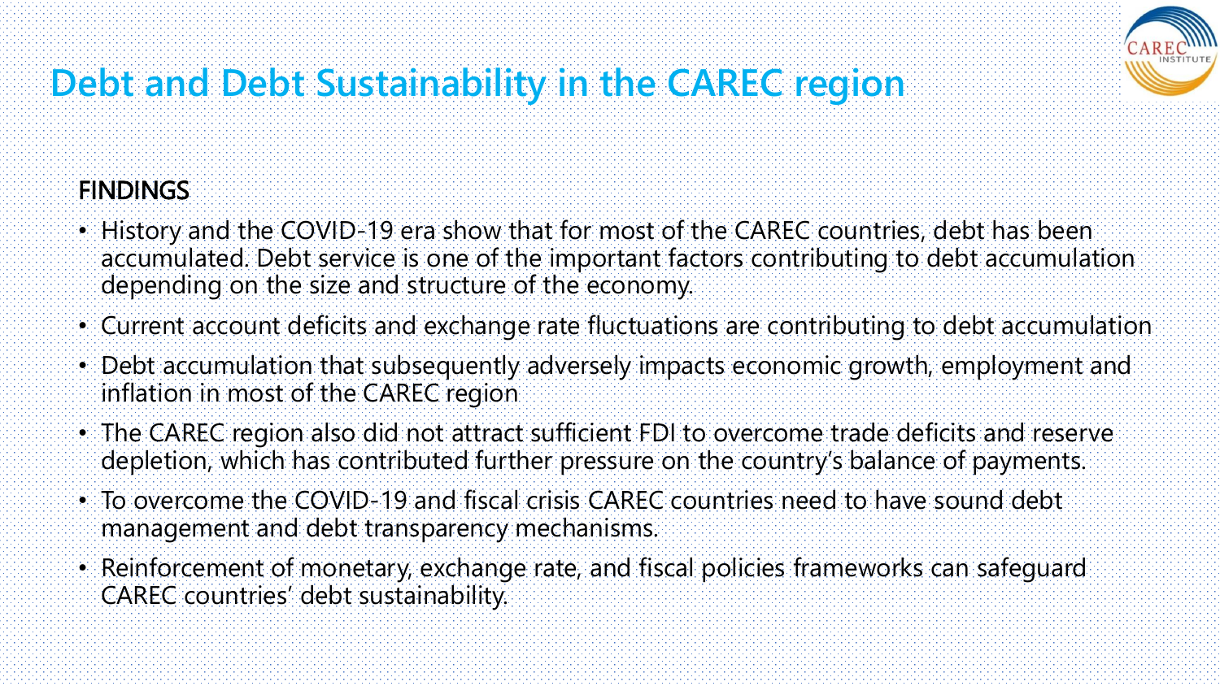# Debt and Debt Sustainability in the CAREC region

## FINDINGS

- History and the COVID-19 era show that for most of the CAREC countries, debt has been accumulated. Debt service is one of the important factors contributing to debt accumulation depending on the size and structure of the economy.
- Current account deficits and exchange rate fluctuations are contributing to debt accumulation
- Debt accumulation that subsequently adversely impacts economic growth, employment and inflation in most of the CAREC region
- The CAREC region also did not attract sufficient FDI to overcome trade deficits and reserve depletion, which has contributed further pressure on the country's balance of payments.
- To overcome the COVID-19 and fiscal crisis CAREC countries need to have sound debt management and debt transparency mechanisms.
- Reinforcement of monetary, exchange rate, and fiscal policies frameworks can safeguard CAREC countries' debt sustainability.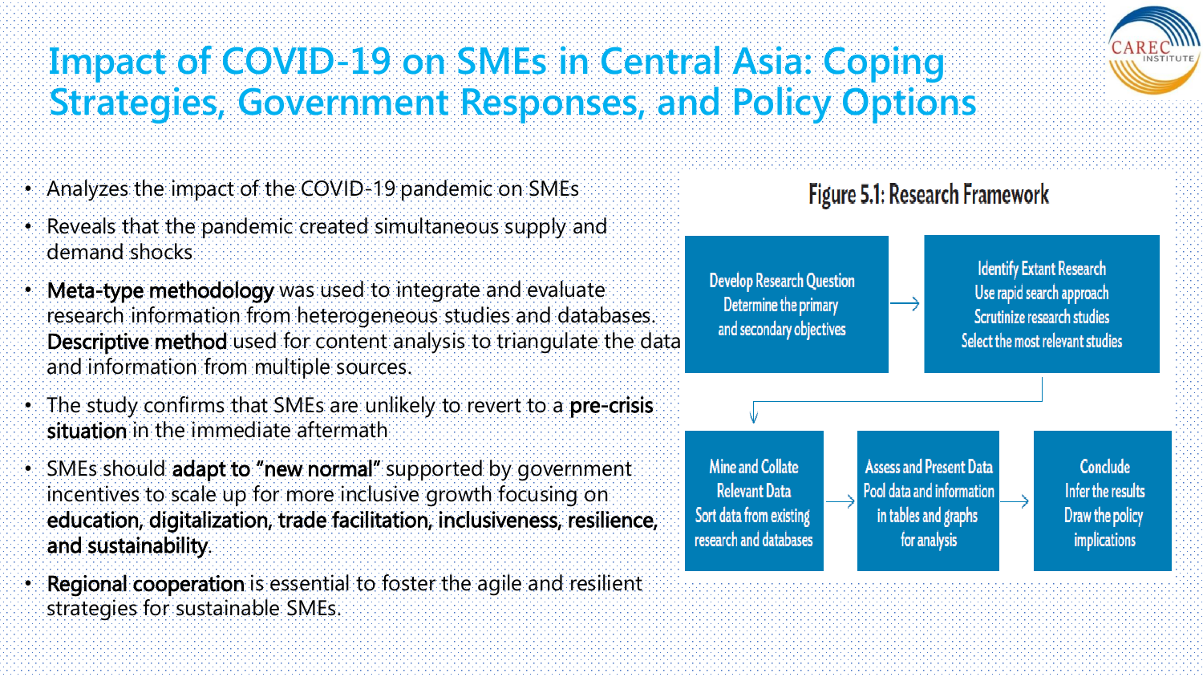# Impact of COVID-19 on SMEs in Central Asia: Coping Strategies, Government Responses, and Policy Options

- Analyzes the impact of the COVID-19 pandemic on SMEs
- Reveals that the pandemic created simultaneous supply and demand shocks
- **Meta-type methodology** was used to integrate and evaluate research information from heterogeneous studies and databases. **Descriptive method** used for content analysis to triangulate the data and information from multiple sources.
- The study confirms that SMEs are unlikely to revert to a **pre-crisis situation** in the immediate aftermath
- SMEs should **adapt to "new normal"** supported by government incentives to scale up for more inclusive growth focusing on **education, digitalization, trade facilitation, inclusiveness, resilience, and sustainability**.
- **Regional cooperation** is essential to foster the agile and resilient strategies for sustainable SMEs.

**Figure 5.1: Research Framework**

1. **Develop Research Question** – Determine the primary and secondary objectives
2. **Identify Extant Research** – Use rapid search approach; Scrutinize research studies; Select the most relevant studies
3. **Mine and Collate Relevant Data** – Sort data from existing research and databases
4. **Assess and Present Data** – Pool data and information in tables and graphs for analysis
5. **Conclude** – Infer the results; Draw the policy implications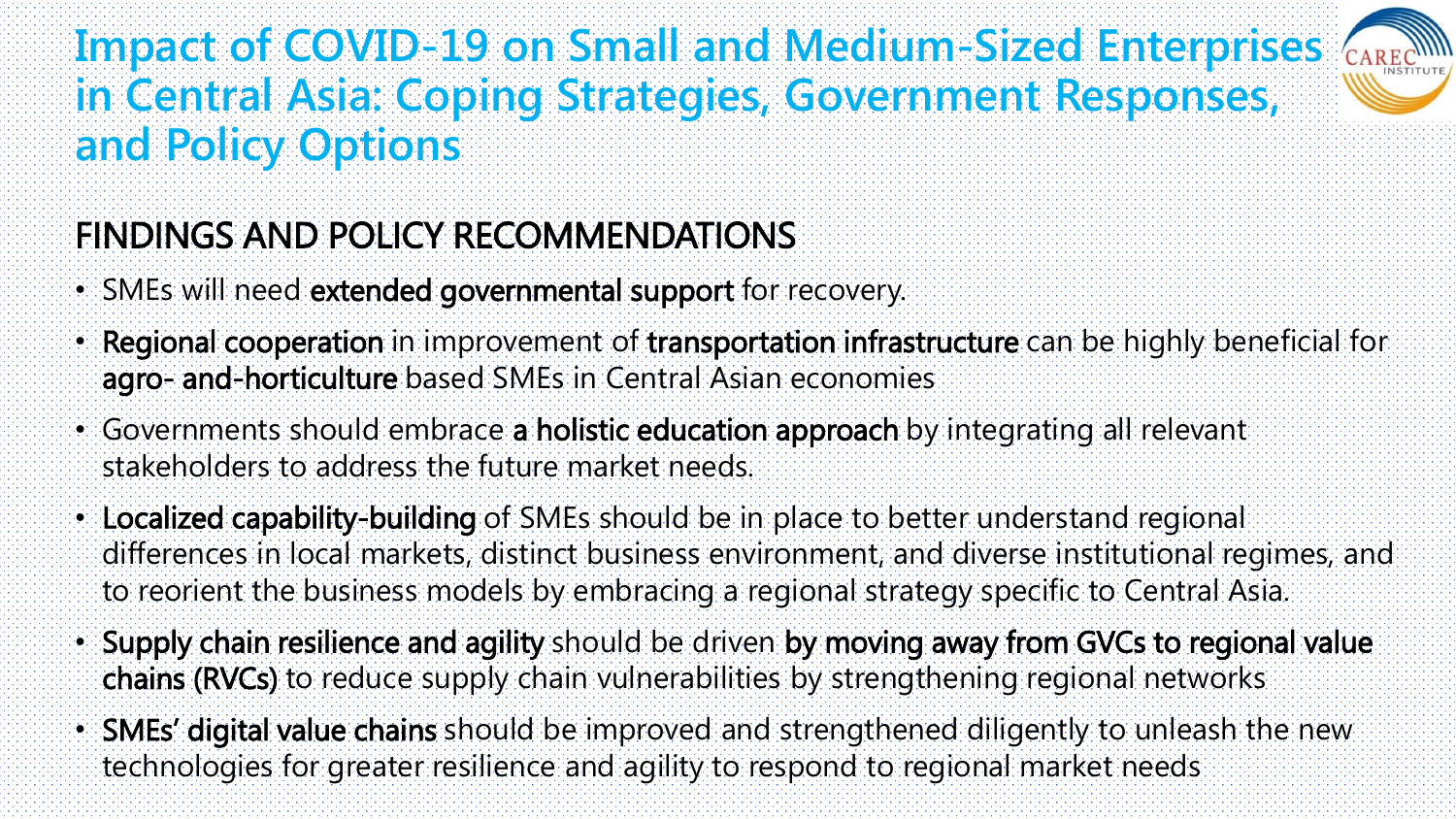# Impact of COVID-19 on Small and Medium-Sized Enterprises in Central Asia: Coping Strategies, Government Responses, and Policy Options

## FINDINGS AND POLICY RECOMMENDATIONS

- SMEs will need **extended governmental support** for recovery.
- **Regional cooperation** in improvement of **transportation infrastructure** can be highly beneficial for **agro- and-horticulture** based SMEs in Central Asian economies
- Governments should embrace **a holistic education approach** by integrating all relevant stakeholders to address the future market needs.
- **Localized capability-building** of SMEs should be in place to better understand regional differences in local markets, distinct business environment, and diverse institutional regimes, and to reorient the business models by embracing a regional strategy specific to Central Asia.
- **Supply chain resilience and agility** should be driven **by moving away from GVCs to regional value chains (RVCs)** to reduce supply chain vulnerabilities by strengthening regional networks
- **SMEs' digital value chains** should be improved and strengthened diligently to unleash the new technologies for greater resilience and agility to respond to regional market needs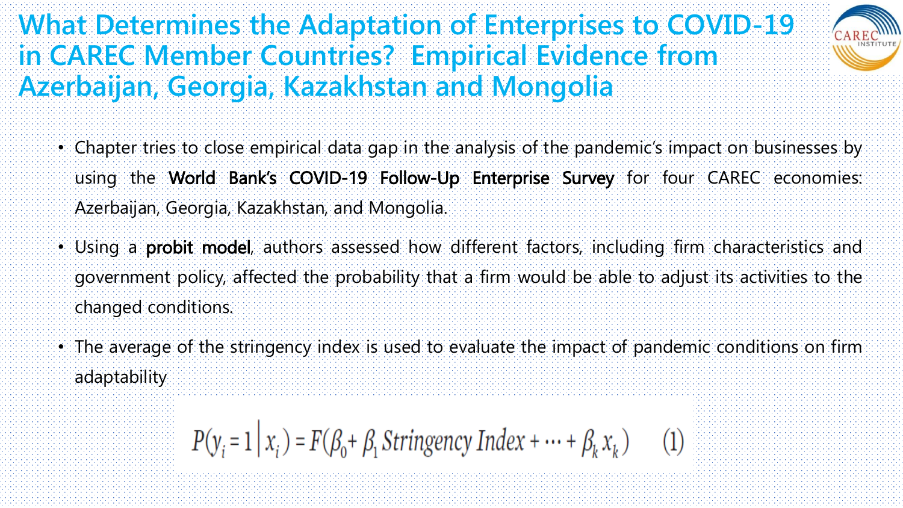# What Determines the Adaptation of Enterprises to COVID-19 in CAREC Member Countries? Empirical Evidence from Azerbaijan, Georgia, Kazakhstan and Mongolia

- Chapter tries to close empirical data gap in the analysis of the pandemic's impact on businesses by using the **World Bank's COVID-19 Follow-Up Enterprise Survey** for four CAREC economies: Azerbaijan, Georgia, Kazakhstan, and Mongolia.
- Using a **probit model**, authors assessed how different factors, including firm characteristics and government policy, affected the probability that a firm would be able to adjust its activities to the changed conditions.
- The average of the stringency index is used to evaluate the impact of pandemic conditions on firm adaptability

$$P(y_i = 1 \,|\, x_i) = F(\beta_0 + \beta_1 \, Stringency\ Index + \cdots + \beta_k x_k) \qquad (1)$$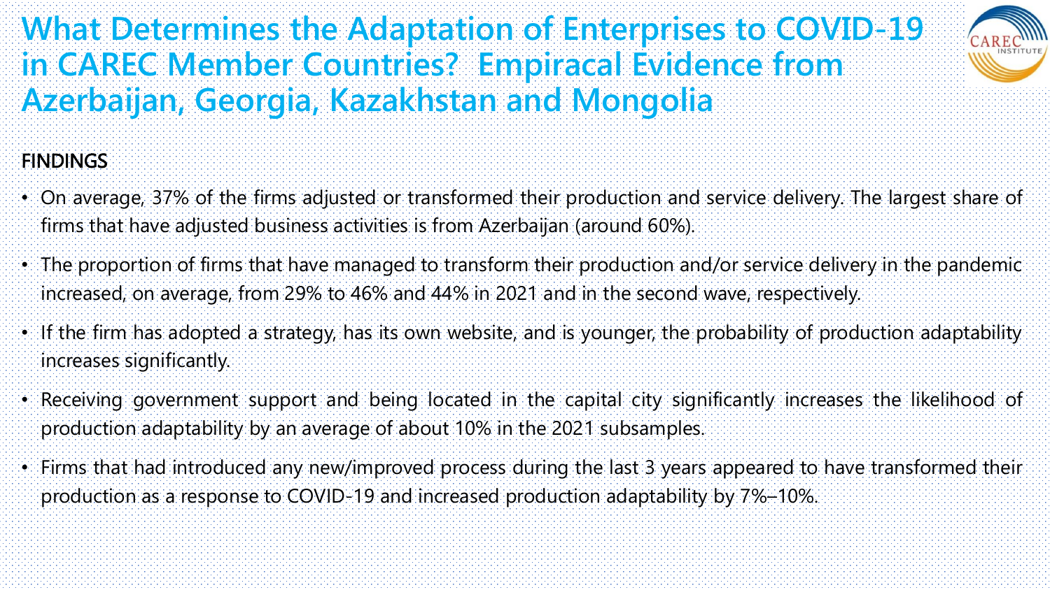# What Determines the Adaptation of Enterprises to COVID-19 in CAREC Member Countries? Empiracal Evidence from Azerbaijan, Georgia, Kazakhstan and Mongolia

## FINDINGS

- On average, 37% of the firms adjusted or transformed their production and service delivery. The largest share of firms that have adjusted business activities is from Azerbaijan (around 60%).
- The proportion of firms that have managed to transform their production and/or service delivery in the pandemic increased, on average, from 29% to 46% and 44% in 2021 and in the second wave, respectively.
- If the firm has adopted a strategy, has its own website, and is younger, the probability of production adaptability increases significantly.
- Receiving government support and being located in the capital city significantly increases the likelihood of production adaptability by an average of about 10% in the 2021 subsamples.
- Firms that had introduced any new/improved process during the last 3 years appeared to have transformed their production as a response to COVID-19 and increased production adaptability by 7%–10%.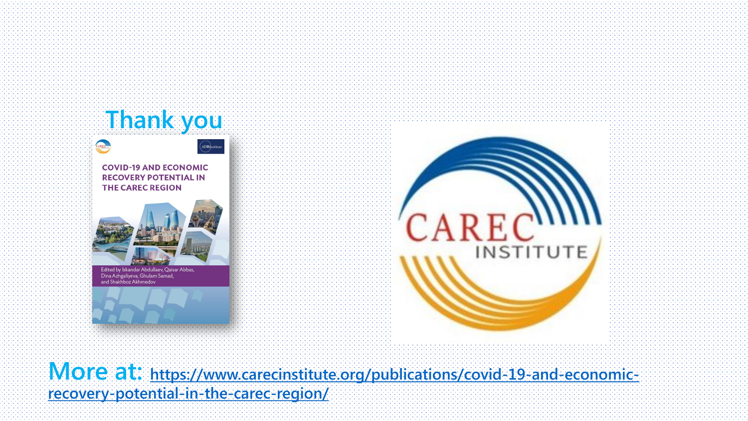# Thank you

More at: https://www.carecinstitute.org/publications/covid-19-and-economic-recovery-potential-in-the-carec-region/